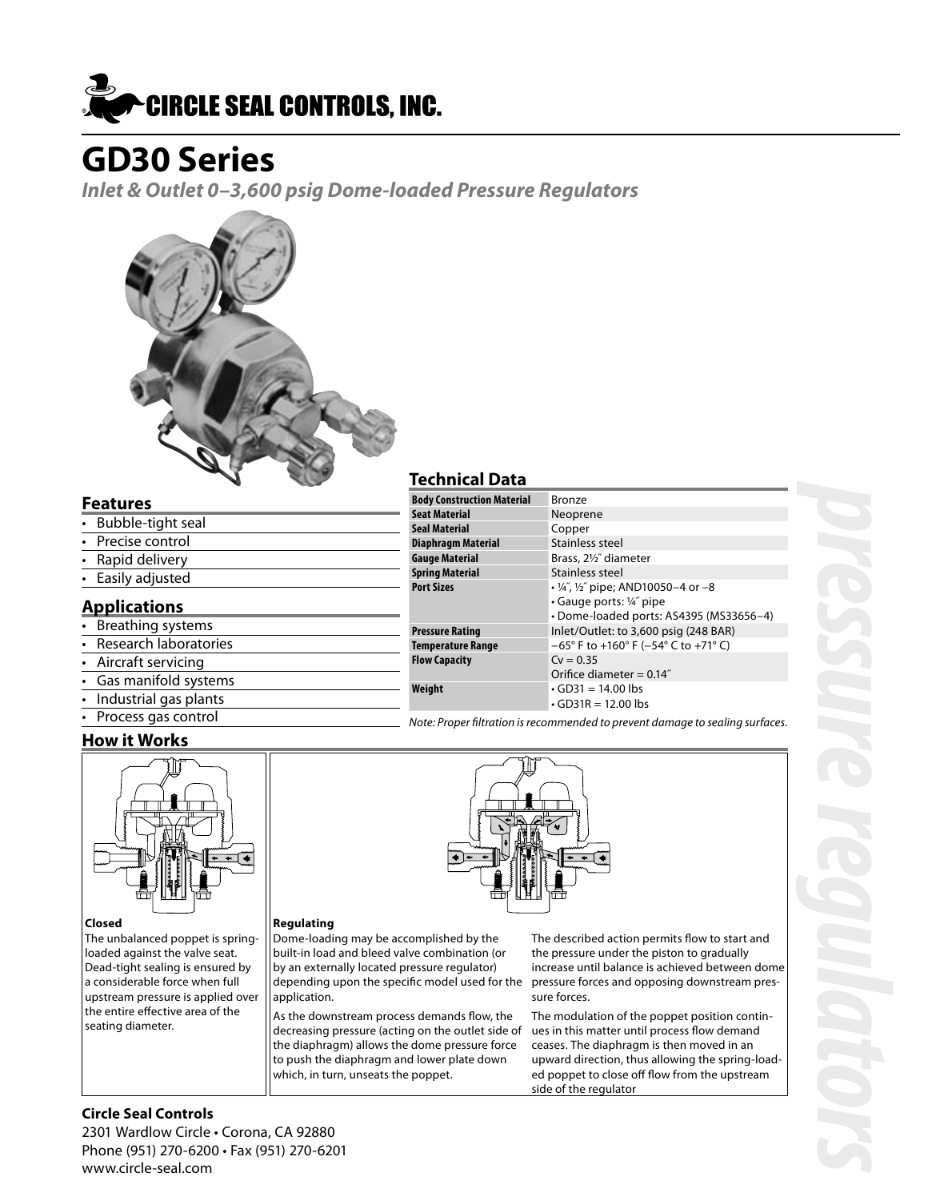# CIRCLE SEAL CONTROLS, INC.

# GD30 Series

***Inlet & Outlet 0–3,600 psig Dome-loaded Pressure Regulators***

## Features

- Bubble-tight seal
- Precise control
- Rapid delivery
- Easily adjusted

## Applications

- Breathing systems
- Research laboratories
- Aircraft servicing
- Gas manifold systems
- Industrial gas plants
- Process gas control

## Technical Data

| | |
|---|---|
| **Body Construction Material** | Bronze |
| **Seat Material** | Neoprene |
| **Seal Material** | Copper |
| **Diaphragm Material** | Stainless steel |
| **Gauge Material** | Brass, 2½″ diameter |
| **Spring Material** | Stainless steel |
| **Port Sizes** | • ¼″, ½″ pipe; AND10050–4 or –8<br>• Gauge ports: ¼″ pipe<br>• Dome-loaded ports: AS4395 (MS33656–4) |
| **Pressure Rating** | Inlet/Outlet: to 3,600 psig (248 BAR) |
| **Temperature Range** | −65° F to +160° F (−54° C to +71° C) |
| **Flow Capacity** | Cv = 0.35<br>Orifice diameter = 0.14″ |
| **Weight** | • GD31 = 14.00 lbs<br>• GD31R = 12.00 lbs |

*Note: Proper filtration is recommended to prevent damage to sealing surfaces.*

## How it Works

**Closed**

The unbalanced poppet is spring-loaded against the valve seat. Dead-tight sealing is ensured by a considerable force when full upstream pressure is applied over the entire effective area of the seating diameter.

**Regulating**

Dome-loading may be accomplished by the built-in load and bleed valve combination (or by an externally located pressure regulator) depending upon the specific model used for the application.

As the downstream process demands flow, the decreasing pressure (acting on the outlet side of the diaphragm) allows the dome pressure force to push the diaphragm and lower plate down which, in turn, unseats the poppet.

The described action permits flow to start and the pressure under the piston to gradually increase until balance is achieved between dome pressure forces and opposing downstream pressure forces.

The modulation of the poppet position continues in this matter until process flow demand ceases. The diaphragm is then moved in an upward direction, thus allowing the spring-loaded poppet to close off flow from the upstream side of the regulator

**Circle Seal Controls**

2301 Wardlow Circle • Corona, CA 92880
Phone (951) 270-6200 • Fax (951) 270-6201
www.circle-seal.com

*pressure regulators*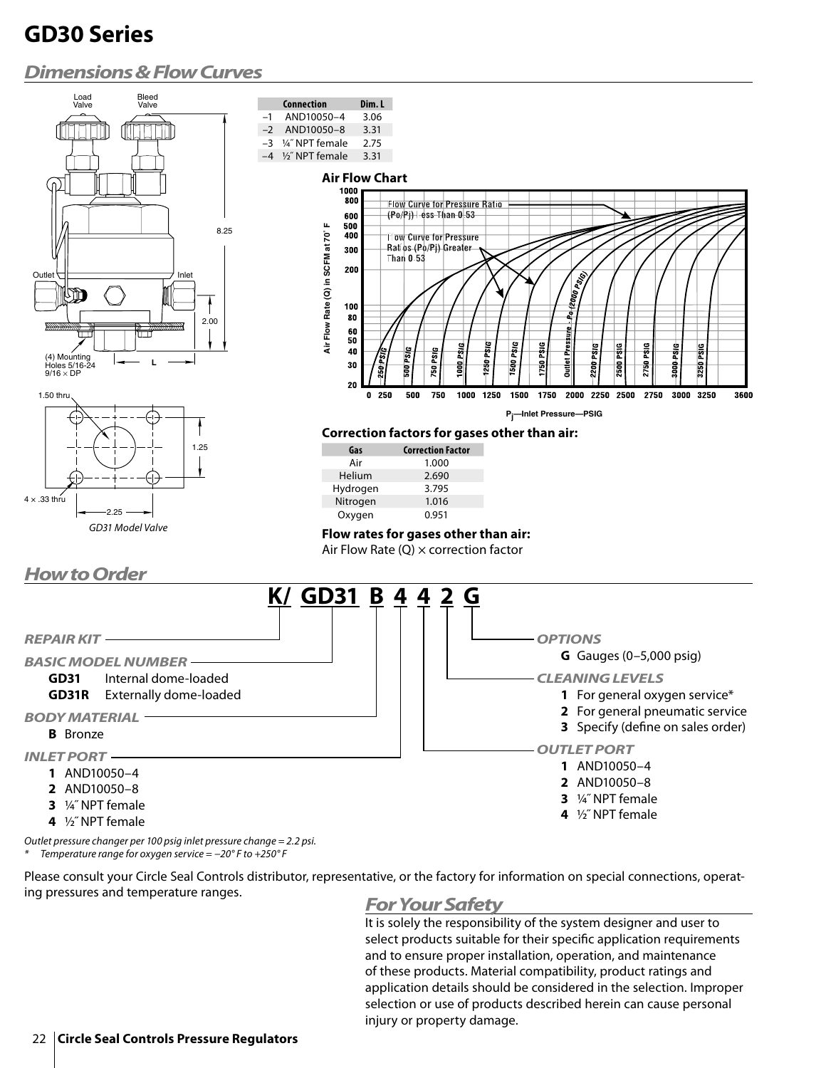# GD30 Series

## Dimensions & Flow Curves

Load Valve
Bleed Valve
8.25
Outlet
Inlet
2.00
(4) Mounting Holes 5/16-24 9/16 × DP
L

1.50 thru
1.25
4 × .33 thru
2.25

*GD31 Model Valve*

| | Connection | Dim. L |
|---|---|---|
| –1 | AND10050–4 | 3.06 |
| –2 | AND10050–8 | 3.31 |
| –3 | ¼˝ NPT female | 2.75 |
| –4 | ½˝ NPT female | 3.31 |

**Air Flow Chart**

Flow Curve for Pressure Ratio (Po/Pj) Less Than 0.53

Flow Curve for Pressure Ratios (Po/Pj) Greater Than 0.53

Air Flow Rate (Q) in SCFM at 70° F

1000 800 600 500 400 300 200 100 80 60 50 40 30 20

250 PSIG, 500 PSIG, 750 PSIG, 1000 PSIG, 1250 PSIG, 1500 PSIG, 1750 PSIG, Outlet Pressure - Po (2000 PSIG), 2200 PSIG, 2500 PSIG, 2750 PSIG, 3000 PSIG, 3250 PSIG

0 250 500 750 1000 1250 1500 1750 2000 2250 2500 2750 3000 3250 3600

$P_j$—Inlet Pressure—PSIG

**Correction factors for gases other than air:**

| Gas | Correction Factor |
|---|---|
| Air | 1.000 |
| Helium | 2.690 |
| Hydrogen | 3.795 |
| Nitrogen | 1.016 |
| Oxygen | 0.951 |

**Flow rates for gases other than air:**
Air Flow Rate (Q) × correction factor

## How to Order

**K/ GD31 B 4 4 2 G**

***REPAIR KIT***

***BASIC MODEL NUMBER***
- **GD31** Internal dome-loaded
- **GD31R** Externally dome-loaded

***BODY MATERIAL***
- **B** Bronze

***INLET PORT***
- **1** AND10050–4
- **2** AND10050–8
- **3** ¼˝ NPT female
- **4** ½˝ NPT female

***OPTIONS***
- **G** Gauges (0–5,000 psig)

***CLEANING LEVELS***
- **1** For general oxygen service*
- **2** For general pneumatic service
- **3** Specify (define on sales order)

***OUTLET PORT***
- **1** AND10050–4
- **2** AND10050–8
- **3** ¼˝ NPT female
- **4** ½˝ NPT female

*Outlet pressure changer per 100 psig inlet pressure change = 2.2 psi.*

\* *Temperature range for oxygen service = –20° F to +250° F*

Please consult your Circle Seal Controls distributor, representative, or the factory for information on special connections, operating pressures and temperature ranges.

## For Your Safety

It is solely the responsibility of the system designer and user to select products suitable for their specific application requirements and to ensure proper installation, operation, and maintenance of these products. Material compatibility, product ratings and application details should be considered in the selection. Improper selection or use of products described herein can cause personal injury or property damage.